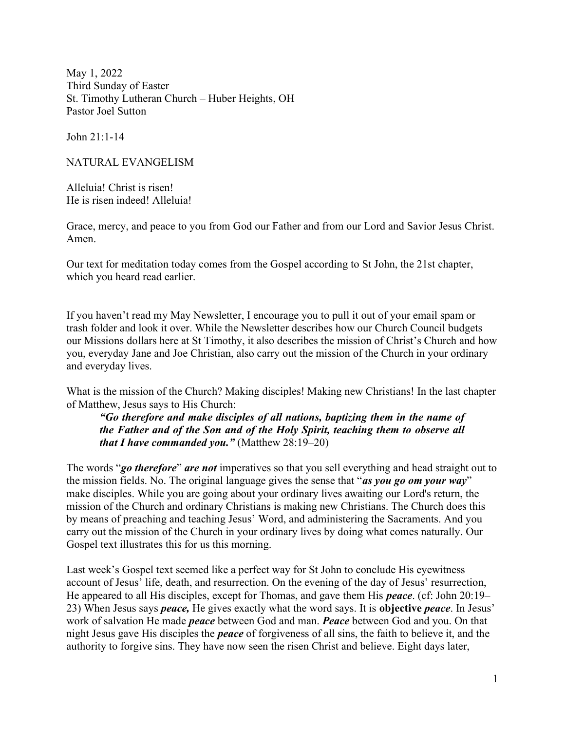May 1, 2022  
Third Sunday of Easter  
St. Timothy Lutheran Church – Huber Heights, OH  
Pastor Joel Sutton

John 21:1-14

NATURAL EVANGELISM

Alleluia! Christ is risen!  
He is risen indeed! Alleluia!

Grace, mercy, and peace to you from God our Father and from our Lord and Savior Jesus Christ. Amen.

Our text for meditation today comes from the Gospel according to St John, the 21st chapter, which you heard read earlier.

If you haven't read my May Newsletter, I encourage you to pull it out of your email spam or trash folder and look it over. While the Newsletter describes how our Church Council budgets our Missions dollars here at St Timothy, it also describes the mission of Christ's Church and how you, everyday Jane and Joe Christian, also carry out the mission of the Church in your ordinary and everyday lives.

What is the mission of the Church? Making disciples! Making new Christians! In the last chapter of Matthew, Jesus says to His Church:

> ***"Go therefore and make disciples of all nations, baptizing them in the name of the Father and of the Son and of the Holy Spirit, teaching them to observe all that I have commanded you."*** (Matthew 28:19–20)

The words "***go therefore***" ***are not*** imperatives so that you sell everything and head straight out to the mission fields. No. The original language gives the sense that "***as you go om your way***" make disciples. While you are going about your ordinary lives awaiting our Lord's return, the mission of the Church and ordinary Christians is making new Christians. The Church does this by means of preaching and teaching Jesus' Word, and administering the Sacraments. And you carry out the mission of the Church in your ordinary lives by doing what comes naturally. Our Gospel text illustrates this for us this morning.

Last week's Gospel text seemed like a perfect way for St John to conclude His eyewitness account of Jesus' life, death, and resurrection. On the evening of the day of Jesus' resurrection, He appeared to all His disciples, except for Thomas, and gave them His ***peace***. (cf: John 20:19–23) When Jesus says ***peace,*** He gives exactly what the word says. It is **objective** ***peace***. In Jesus' work of salvation He made ***peace*** between God and man. ***Peace*** between God and you. On that night Jesus gave His disciples the ***peace*** of forgiveness of all sins, the faith to believe it, and the authority to forgive sins. They have now seen the risen Christ and believe. Eight days later,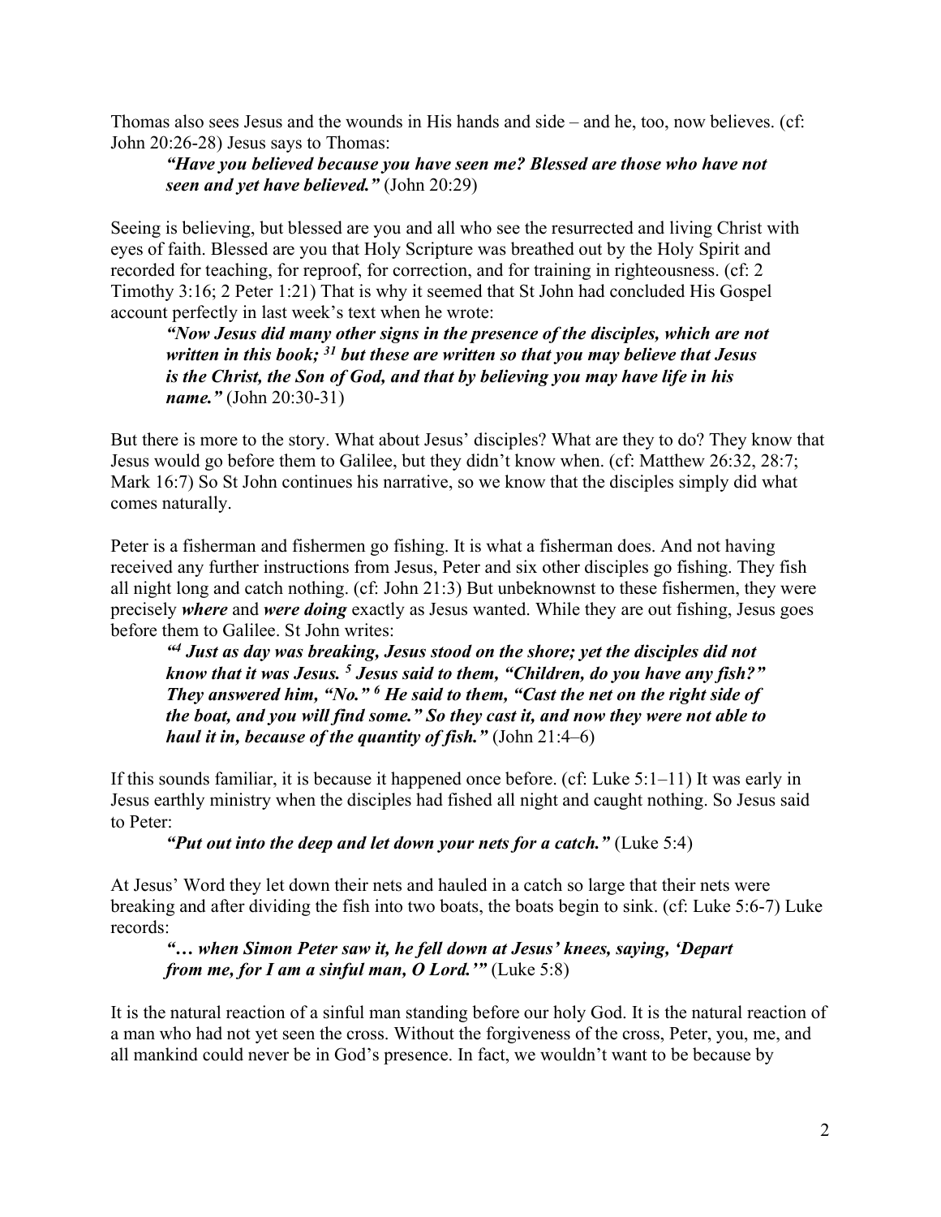Thomas also sees Jesus and the wounds in His hands and side – and he, too, now believes. (cf: John 20:26-28) Jesus says to Thomas:

> ***"Have you believed because you have seen me? Blessed are those who have not seen and yet have believed."*** (John 20:29)

Seeing is believing, but blessed are you and all who see the resurrected and living Christ with eyes of faith. Blessed are you that Holy Scripture was breathed out by the Holy Spirit and recorded for teaching, for reproof, for correction, and for training in righteousness. (cf: 2 Timothy 3:16; 2 Peter 1:21) That is why it seemed that St John had concluded His Gospel account perfectly in last week's text when he wrote:

> ***"Now Jesus did many other signs in the presence of the disciples, which are not written in this book; [31] but these are written so that you may believe that Jesus is the Christ, the Son of God, and that by believing you may have life in his name."*** (John 20:30-31)

But there is more to the story. What about Jesus' disciples? What are they to do? They know that Jesus would go before them to Galilee, but they didn't know when. (cf: Matthew 26:32, 28:7; Mark 16:7) So St John continues his narrative, so we know that the disciples simply did what comes naturally.

Peter is a fisherman and fishermen go fishing. It is what a fisherman does. And not having received any further instructions from Jesus, Peter and six other disciples go fishing. They fish all night long and catch nothing. (cf: John 21:3) But unbeknownst to these fishermen, they were precisely ***where*** and ***were doing*** exactly as Jesus wanted. While they are out fishing, Jesus goes before them to Galilee. St John writes:

> ***"[4] Just as day was breaking, Jesus stood on the shore; yet the disciples did not know that it was Jesus. [5] Jesus said to them, "Children, do you have any fish?" They answered him, "No." [6] He said to them, "Cast the net on the right side of the boat, and you will find some." So they cast it, and now they were not able to haul it in, because of the quantity of fish."*** (John 21:4–6)

If this sounds familiar, it is because it happened once before. (cf: Luke 5:1–11) It was early in Jesus earthly ministry when the disciples had fished all night and caught nothing. So Jesus said to Peter:

> ***"Put out into the deep and let down your nets for a catch."*** (Luke 5:4)

At Jesus' Word they let down their nets and hauled in a catch so large that their nets were breaking and after dividing the fish into two boats, the boats begin to sink. (cf: Luke 5:6-7) Luke records:

> ***"… when Simon Peter saw it, he fell down at Jesus' knees, saying, 'Depart from me, for I am a sinful man, O Lord.'"*** (Luke 5:8)

It is the natural reaction of a sinful man standing before our holy God. It is the natural reaction of a man who had not yet seen the cross. Without the forgiveness of the cross, Peter, you, me, and all mankind could never be in God's presence. In fact, we wouldn't want to be because by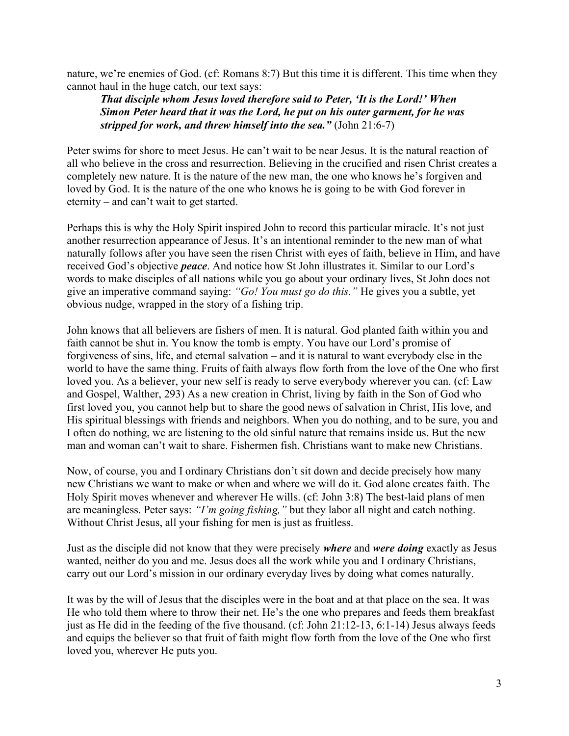nature, we're enemies of God. (cf: Romans 8:7) But this time it is different. This time when they cannot haul in the huge catch, our text says:

> ***That disciple whom Jesus loved therefore said to Peter, 'It is the Lord!' When Simon Peter heard that it was the Lord, he put on his outer garment, for he was stripped for work, and threw himself into the sea."*** (John 21:6-7)

Peter swims for shore to meet Jesus. He can't wait to be near Jesus. It is the natural reaction of all who believe in the cross and resurrection. Believing in the crucified and risen Christ creates a completely new nature. It is the nature of the new man, the one who knows he's forgiven and loved by God. It is the nature of the one who knows he is going to be with God forever in eternity – and can't wait to get started.

Perhaps this is why the Holy Spirit inspired John to record this particular miracle. It's not just another resurrection appearance of Jesus. It's an intentional reminder to the new man of what naturally follows after you have seen the risen Christ with eyes of faith, believe in Him, and have received God's objective ***peace***. And notice how St John illustrates it. Similar to our Lord's words to make disciples of all nations while you go about your ordinary lives, St John does not give an imperative command saying: *"Go! You must go do this."* He gives you a subtle, yet obvious nudge, wrapped in the story of a fishing trip.

John knows that all believers are fishers of men. It is natural. God planted faith within you and faith cannot be shut in. You know the tomb is empty. You have our Lord's promise of forgiveness of sins, life, and eternal salvation – and it is natural to want everybody else in the world to have the same thing. Fruits of faith always flow forth from the love of the One who first loved you. As a believer, your new self is ready to serve everybody wherever you can. (cf: Law and Gospel, Walther, 293) As a new creation in Christ, living by faith in the Son of God who first loved you, you cannot help but to share the good news of salvation in Christ, His love, and His spiritual blessings with friends and neighbors. When you do nothing, and to be sure, you and I often do nothing, we are listening to the old sinful nature that remains inside us. But the new man and woman can't wait to share. Fishermen fish. Christians want to make new Christians.

Now, of course, you and I ordinary Christians don't sit down and decide precisely how many new Christians we want to make or when and where we will do it. God alone creates faith. The Holy Spirit moves whenever and wherever He wills. (cf: John 3:8) The best-laid plans of men are meaningless. Peter says: *"I'm going fishing,"* but they labor all night and catch nothing. Without Christ Jesus, all your fishing for men is just as fruitless.

Just as the disciple did not know that they were precisely ***where*** and ***were doing*** exactly as Jesus wanted, neither do you and me. Jesus does all the work while you and I ordinary Christians, carry out our Lord's mission in our ordinary everyday lives by doing what comes naturally.

It was by the will of Jesus that the disciples were in the boat and at that place on the sea. It was He who told them where to throw their net. He's the one who prepares and feeds them breakfast just as He did in the feeding of the five thousand. (cf: John 21:12-13, 6:1-14) Jesus always feeds and equips the believer so that fruit of faith might flow forth from the love of the One who first loved you, wherever He puts you.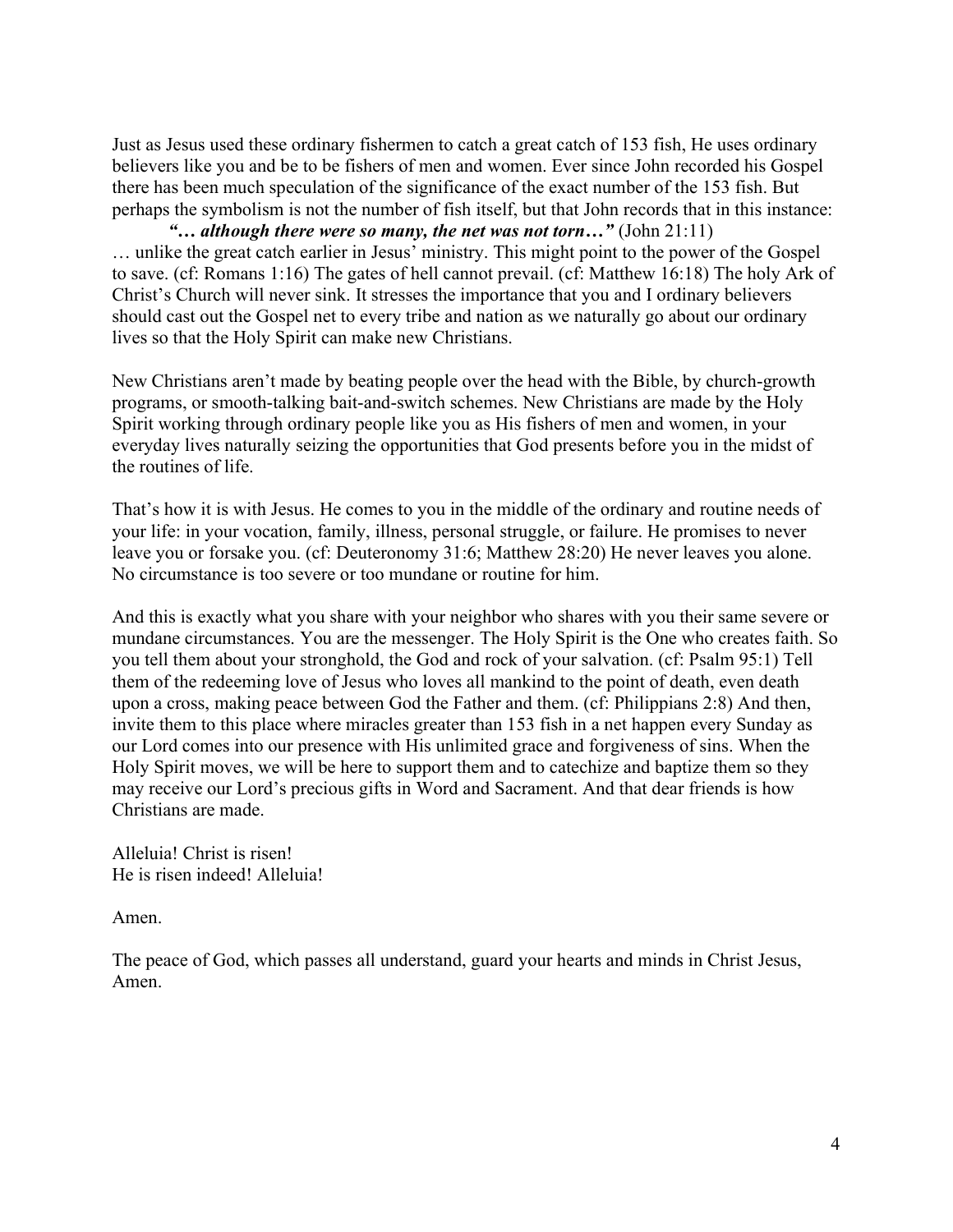Just as Jesus used these ordinary fishermen to catch a great catch of 153 fish, He uses ordinary believers like you and be to be fishers of men and women. Ever since John recorded his Gospel there has been much speculation of the significance of the exact number of the 153 fish. But perhaps the symbolism is not the number of fish itself, but that John records that in this instance:

> ***"… although there were so many, the net was not torn…"*** (John 21:11)

… unlike the great catch earlier in Jesus' ministry. This might point to the power of the Gospel to save. (cf: Romans 1:16) The gates of hell cannot prevail. (cf: Matthew 16:18) The holy Ark of Christ's Church will never sink. It stresses the importance that you and I ordinary believers should cast out the Gospel net to every tribe and nation as we naturally go about our ordinary lives so that the Holy Spirit can make new Christians.

New Christians aren't made by beating people over the head with the Bible, by church-growth programs, or smooth-talking bait-and-switch schemes. New Christians are made by the Holy Spirit working through ordinary people like you as His fishers of men and women, in your everyday lives naturally seizing the opportunities that God presents before you in the midst of the routines of life.

That's how it is with Jesus. He comes to you in the middle of the ordinary and routine needs of your life: in your vocation, family, illness, personal struggle, or failure. He promises to never leave you or forsake you. (cf: Deuteronomy 31:6; Matthew 28:20) He never leaves you alone. No circumstance is too severe or too mundane or routine for him.

And this is exactly what you share with your neighbor who shares with you their same severe or mundane circumstances. You are the messenger. The Holy Spirit is the One who creates faith. So you tell them about your stronghold, the God and rock of your salvation. (cf: Psalm 95:1) Tell them of the redeeming love of Jesus who loves all mankind to the point of death, even death upon a cross, making peace between God the Father and them. (cf: Philippians 2:8) And then, invite them to this place where miracles greater than 153 fish in a net happen every Sunday as our Lord comes into our presence with His unlimited grace and forgiveness of sins. When the Holy Spirit moves, we will be here to support them and to catechize and baptize them so they may receive our Lord's precious gifts in Word and Sacrament. And that dear friends is how Christians are made.

Alleluia! Christ is risen!
He is risen indeed! Alleluia!

Amen.

The peace of God, which passes all understand, guard your hearts and minds in Christ Jesus, Amen.